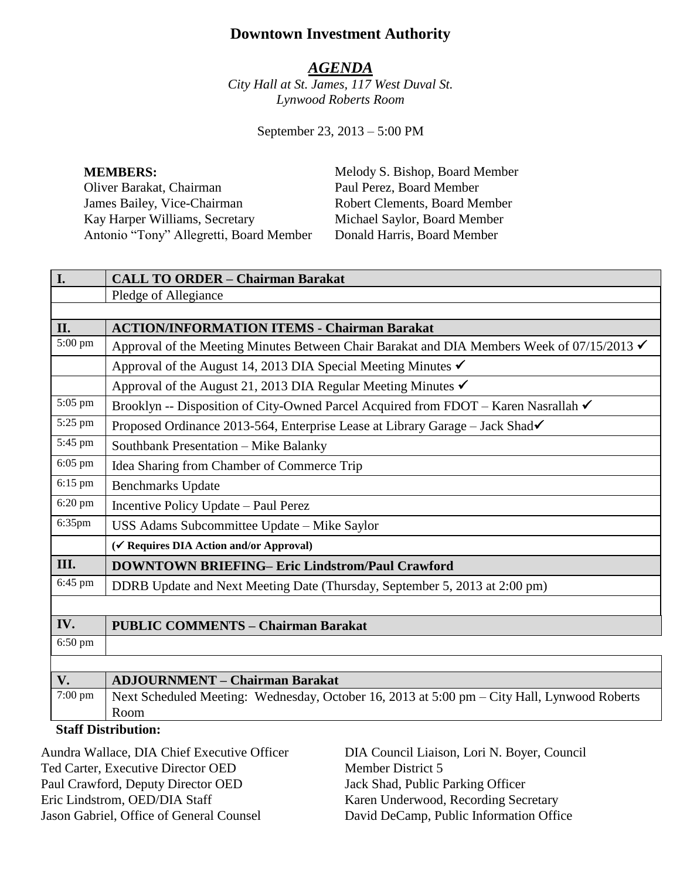# Downtown Investment Authority

## *AGENDA*

*City Hall at St. James, 117 West Duval St.*
*Lynwood Roberts Room*

September 23, 2013 – 5:00 PM

**MEMBERS:**

Oliver Barakat, Chairman
James Bailey, Vice-Chairman
Kay Harper Williams, Secretary
Antonio "Tony" Allegretti, Board Member
Melody S. Bishop, Board Member
Paul Perez, Board Member
Robert Clements, Board Member
Michael Saylor, Board Member
Donald Harris, Board Member

| | |
|---|---|
| **I.** | **CALL TO ORDER – Chairman Barakat** |
| | Pledge of Allegiance |
| | |
| **II.** | **ACTION/INFORMATION ITEMS - Chairman Barakat** |
| 5:00 pm | Approval of the Meeting Minutes Between Chair Barakat and DIA Members Week of 07/15/2013 ✓ |
| | Approval of the August 14, 2013 DIA Special Meeting Minutes ✓ |
| | Approval of the August 21, 2013 DIA Regular Meeting Minutes ✓ |
| 5:05 pm | Brooklyn -- Disposition of City-Owned Parcel Acquired from FDOT – Karen Nasrallah ✓ |
| 5:25 pm | Proposed Ordinance 2013-564, Enterprise Lease at Library Garage – Jack Shad✓ |
| 5:45 pm | Southbank Presentation – Mike Balanky |
| 6:05 pm | Idea Sharing from Chamber of Commerce Trip |
| 6:15 pm | Benchmarks Update |
| 6:20 pm | Incentive Policy Update – Paul Perez |
| 6:35pm | USS Adams Subcommittee Update – Mike Saylor |
| | **(✓ Requires DIA Action and/or Approval)** |
| **III.** | **DOWNTOWN BRIEFING– Eric Lindstrom/Paul Crawford** |
| 6:45 pm | DDRB Update and Next Meeting Date (Thursday, September 5, 2013 at 2:00 pm) |
| | |
| **IV.** | **PUBLIC COMMENTS – Chairman Barakat** |
| 6:50 pm | |
| | |
| **V.** | **ADJOURNMENT – Chairman Barakat** |
| 7:00 pm | Next Scheduled Meeting: Wednesday, October 16, 2013 at 5:00 pm – City Hall, Lynwood Roberts Room |

**Staff Distribution:**

Aundra Wallace, DIA Chief Executive Officer
Ted Carter, Executive Director OED
Paul Crawford, Deputy Director OED
Eric Lindstrom, OED/DIA Staff
Jason Gabriel, Office of General Counsel
DIA Council Liaison, Lori N. Boyer, Council Member District 5
Jack Shad, Public Parking Officer
Karen Underwood, Recording Secretary
David DeCamp, Public Information Office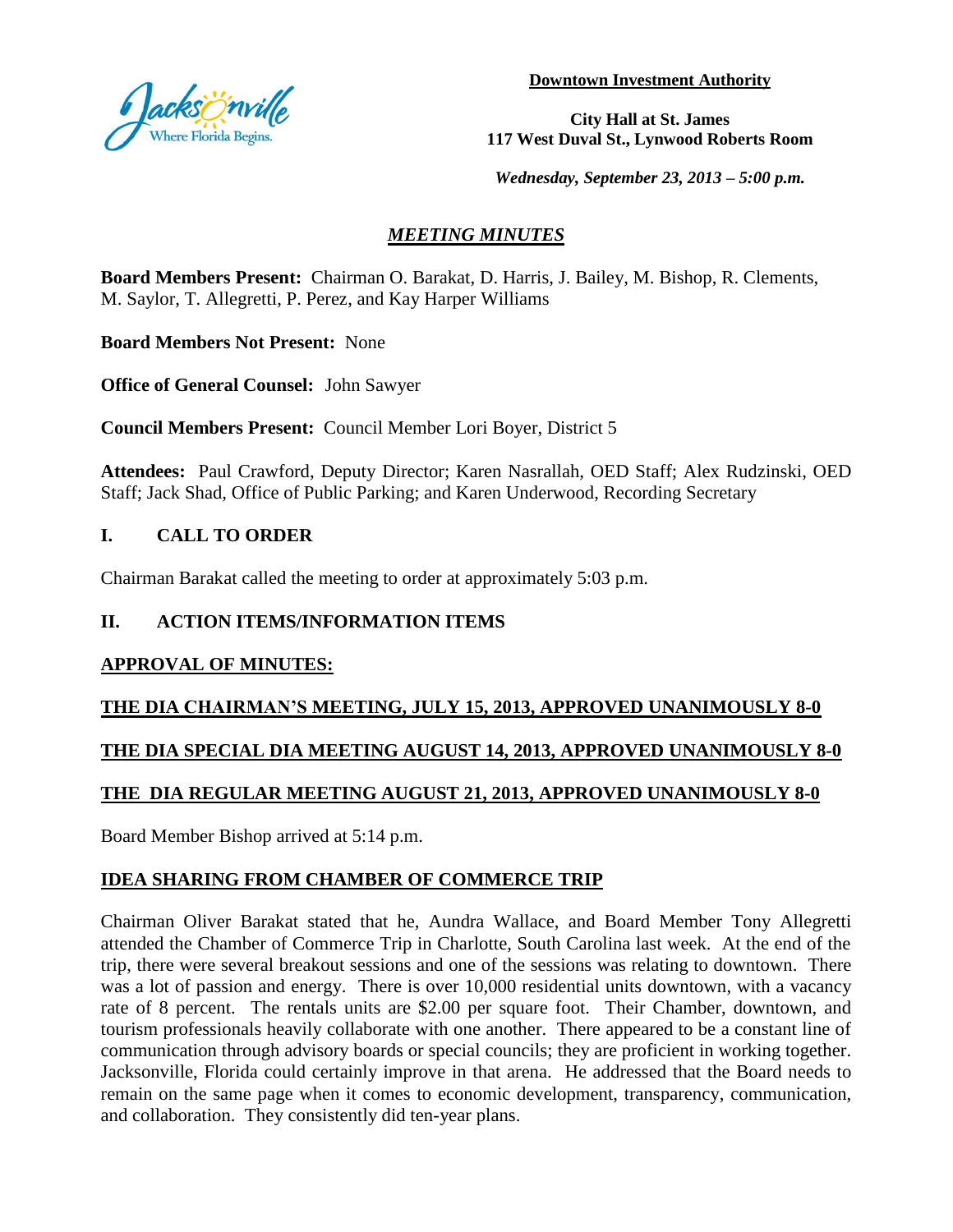**Downtown Investment Authority**

**City Hall at St. James**
**117 West Duval St., Lynwood Roberts Room**

***Wednesday, September 23, 2013 – 5:00 p.m.***

## *MEETING MINUTES*

**Board Members Present:** Chairman O. Barakat, D. Harris, J. Bailey, M. Bishop, R. Clements, M. Saylor, T. Allegretti, P. Perez, and Kay Harper Williams

**Board Members Not Present:** None

**Office of General Counsel:** John Sawyer

**Council Members Present:** Council Member Lori Boyer, District 5

**Attendees:** Paul Crawford, Deputy Director; Karen Nasrallah, OED Staff; Alex Rudzinski, OED Staff; Jack Shad, Office of Public Parking; and Karen Underwood, Recording Secretary

## I. CALL TO ORDER

Chairman Barakat called the meeting to order at approximately 5:03 p.m.

## II. ACTION ITEMS/INFORMATION ITEMS

**APPROVAL OF MINUTES:**

**THE DIA CHAIRMAN'S MEETING, JULY 15, 2013, APPROVED UNANIMOUSLY 8-0**

**THE DIA SPECIAL DIA MEETING AUGUST 14, 2013, APPROVED UNANIMOUSLY 8-0**

**THE DIA REGULAR MEETING AUGUST 21, 2013, APPROVED UNANIMOUSLY 8-0**

Board Member Bishop arrived at 5:14 p.m.

**IDEA SHARING FROM CHAMBER OF COMMERCE TRIP**

Chairman Oliver Barakat stated that he, Aundra Wallace, and Board Member Tony Allegretti attended the Chamber of Commerce Trip in Charlotte, South Carolina last week. At the end of the trip, there were several breakout sessions and one of the sessions was relating to downtown. There was a lot of passion and energy. There is over 10,000 residential units downtown, with a vacancy rate of 8 percent. The rentals units are $2.00 per square foot. Their Chamber, downtown, and tourism professionals heavily collaborate with one another. There appeared to be a constant line of communication through advisory boards or special councils; they are proficient in working together. Jacksonville, Florida could certainly improve in that arena. He addressed that the Board needs to remain on the same page when it comes to economic development, transparency, communication, and collaboration. They consistently did ten-year plans.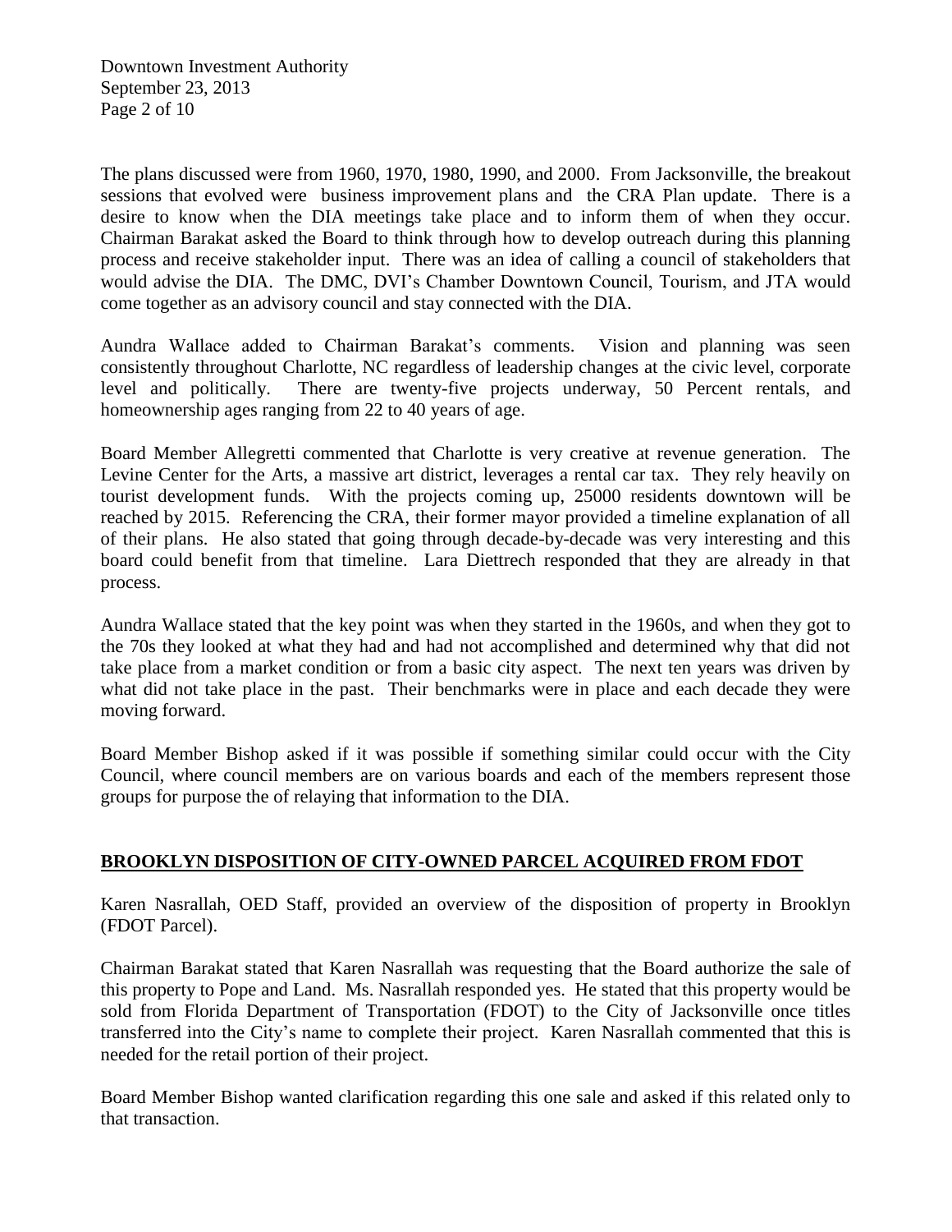The plans discussed were from 1960, 1970, 1980, 1990, and 2000. From Jacksonville, the breakout sessions that evolved were business improvement plans and the CRA Plan update. There is a desire to know when the DIA meetings take place and to inform them of when they occur. Chairman Barakat asked the Board to think through how to develop outreach during this planning process and receive stakeholder input. There was an idea of calling a council of stakeholders that would advise the DIA. The DMC, DVI's Chamber Downtown Council, Tourism, and JTA would come together as an advisory council and stay connected with the DIA.

Aundra Wallace added to Chairman Barakat's comments. Vision and planning was seen consistently throughout Charlotte, NC regardless of leadership changes at the civic level, corporate level and politically. There are twenty-five projects underway, 50 Percent rentals, and homeownership ages ranging from 22 to 40 years of age.

Board Member Allegretti commented that Charlotte is very creative at revenue generation. The Levine Center for the Arts, a massive art district, leverages a rental car tax. They rely heavily on tourist development funds. With the projects coming up, 25000 residents downtown will be reached by 2015. Referencing the CRA, their former mayor provided a timeline explanation of all of their plans. He also stated that going through decade-by-decade was very interesting and this board could benefit from that timeline. Lara Diettrech responded that they are already in that process.

Aundra Wallace stated that the key point was when they started in the 1960s, and when they got to the 70s they looked at what they had and had not accomplished and determined why that did not take place from a market condition or from a basic city aspect. The next ten years was driven by what did not take place in the past. Their benchmarks were in place and each decade they were moving forward.

Board Member Bishop asked if it was possible if something similar could occur with the City Council, where council members are on various boards and each of the members represent those groups for purpose the of relaying that information to the DIA.

## BROOKLYN DISPOSITION OF CITY-OWNED PARCEL ACQUIRED FROM FDOT

Karen Nasrallah, OED Staff, provided an overview of the disposition of property in Brooklyn (FDOT Parcel).

Chairman Barakat stated that Karen Nasrallah was requesting that the Board authorize the sale of this property to Pope and Land. Ms. Nasrallah responded yes. He stated that this property would be sold from Florida Department of Transportation (FDOT) to the City of Jacksonville once titles transferred into the City's name to complete their project. Karen Nasrallah commented that this is needed for the retail portion of their project.

Board Member Bishop wanted clarification regarding this one sale and asked if this related only to that transaction.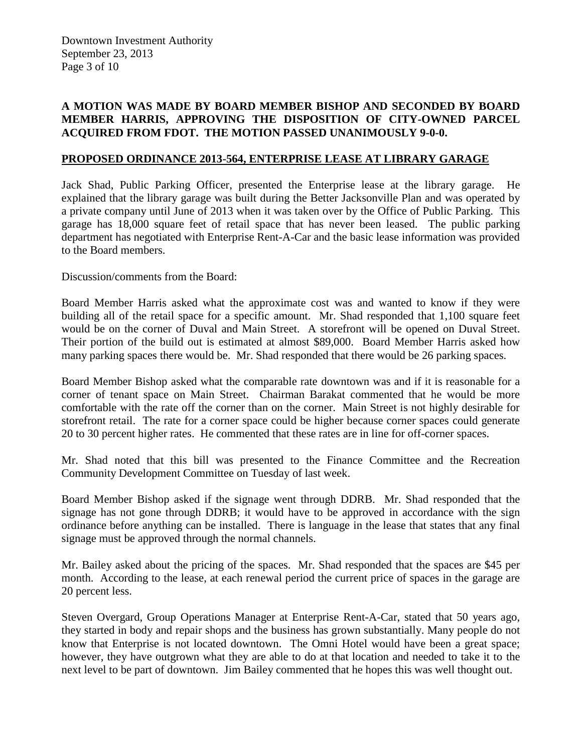**A MOTION WAS MADE BY BOARD MEMBER BISHOP AND SECONDED BY BOARD MEMBER HARRIS, APPROVING THE DISPOSITION OF CITY-OWNED PARCEL ACQUIRED FROM FDOT. THE MOTION PASSED UNANIMOUSLY 9-0-0.**

## PROPOSED ORDINANCE 2013-564, ENTERPRISE LEASE AT LIBRARY GARAGE

Jack Shad, Public Parking Officer, presented the Enterprise lease at the library garage. He explained that the library garage was built during the Better Jacksonville Plan and was operated by a private company until June of 2013 when it was taken over by the Office of Public Parking. This garage has 18,000 square feet of retail space that has never been leased. The public parking department has negotiated with Enterprise Rent-A-Car and the basic lease information was provided to the Board members.

Discussion/comments from the Board:

Board Member Harris asked what the approximate cost was and wanted to know if they were building all of the retail space for a specific amount. Mr. Shad responded that 1,100 square feet would be on the corner of Duval and Main Street. A storefront will be opened on Duval Street. Their portion of the build out is estimated at almost $89,000. Board Member Harris asked how many parking spaces there would be. Mr. Shad responded that there would be 26 parking spaces.

Board Member Bishop asked what the comparable rate downtown was and if it is reasonable for a corner of tenant space on Main Street. Chairman Barakat commented that he would be more comfortable with the rate off the corner than on the corner. Main Street is not highly desirable for storefront retail. The rate for a corner space could be higher because corner spaces could generate 20 to 30 percent higher rates. He commented that these rates are in line for off-corner spaces.

Mr. Shad noted that this bill was presented to the Finance Committee and the Recreation Community Development Committee on Tuesday of last week.

Board Member Bishop asked if the signage went through DDRB. Mr. Shad responded that the signage has not gone through DDRB; it would have to be approved in accordance with the sign ordinance before anything can be installed. There is language in the lease that states that any final signage must be approved through the normal channels.

Mr. Bailey asked about the pricing of the spaces. Mr. Shad responded that the spaces are $45 per month. According to the lease, at each renewal period the current price of spaces in the garage are 20 percent less.

Steven Overgard, Group Operations Manager at Enterprise Rent-A-Car, stated that 50 years ago, they started in body and repair shops and the business has grown substantially. Many people do not know that Enterprise is not located downtown. The Omni Hotel would have been a great space; however, they have outgrown what they are able to do at that location and needed to take it to the next level to be part of downtown. Jim Bailey commented that he hopes this was well thought out.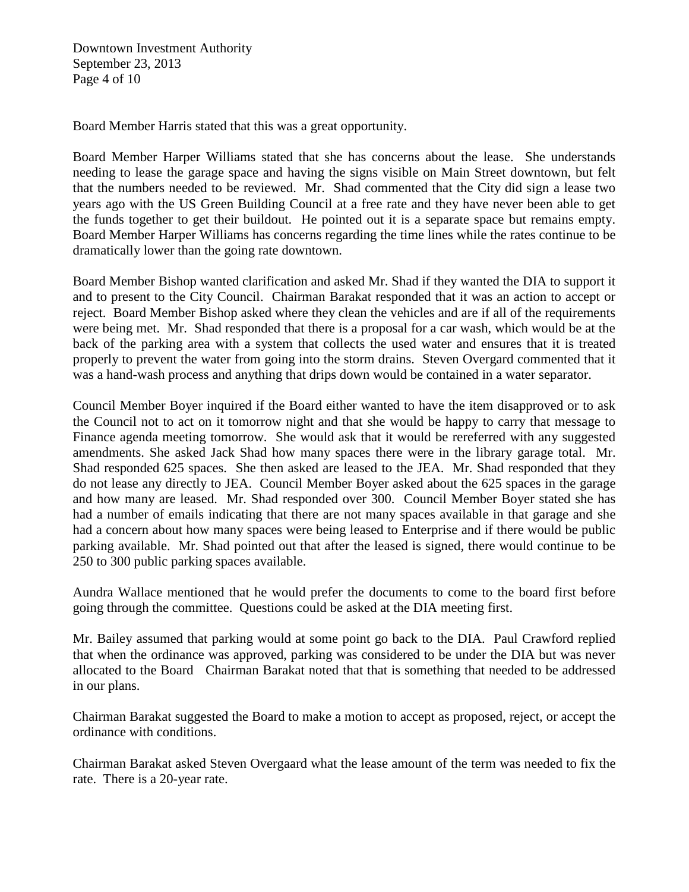Board Member Harris stated that this was a great opportunity.

Board Member Harper Williams stated that she has concerns about the lease. She understands needing to lease the garage space and having the signs visible on Main Street downtown, but felt that the numbers needed to be reviewed. Mr. Shad commented that the City did sign a lease two years ago with the US Green Building Council at a free rate and they have never been able to get the funds together to get their buildout. He pointed out it is a separate space but remains empty. Board Member Harper Williams has concerns regarding the time lines while the rates continue to be dramatically lower than the going rate downtown.

Board Member Bishop wanted clarification and asked Mr. Shad if they wanted the DIA to support it and to present to the City Council. Chairman Barakat responded that it was an action to accept or reject. Board Member Bishop asked where they clean the vehicles and are if all of the requirements were being met. Mr. Shad responded that there is a proposal for a car wash, which would be at the back of the parking area with a system that collects the used water and ensures that it is treated properly to prevent the water from going into the storm drains. Steven Overgard commented that it was a hand-wash process and anything that drips down would be contained in a water separator.

Council Member Boyer inquired if the Board either wanted to have the item disapproved or to ask the Council not to act on it tomorrow night and that she would be happy to carry that message to Finance agenda meeting tomorrow. She would ask that it would be rereferred with any suggested amendments. She asked Jack Shad how many spaces there were in the library garage total. Mr. Shad responded 625 spaces. She then asked are leased to the JEA. Mr. Shad responded that they do not lease any directly to JEA. Council Member Boyer asked about the 625 spaces in the garage and how many are leased. Mr. Shad responded over 300. Council Member Boyer stated she has had a number of emails indicating that there are not many spaces available in that garage and she had a concern about how many spaces were being leased to Enterprise and if there would be public parking available. Mr. Shad pointed out that after the leased is signed, there would continue to be 250 to 300 public parking spaces available.

Aundra Wallace mentioned that he would prefer the documents to come to the board first before going through the committee. Questions could be asked at the DIA meeting first.

Mr. Bailey assumed that parking would at some point go back to the DIA. Paul Crawford replied that when the ordinance was approved, parking was considered to be under the DIA but was never allocated to the Board Chairman Barakat noted that that is something that needed to be addressed in our plans.

Chairman Barakat suggested the Board to make a motion to accept as proposed, reject, or accept the ordinance with conditions.

Chairman Barakat asked Steven Overgaard what the lease amount of the term was needed to fix the rate. There is a 20-year rate.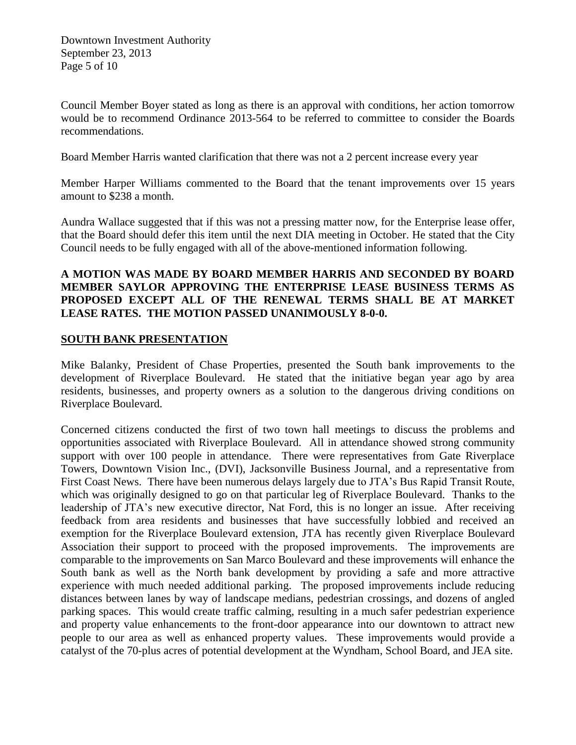Council Member Boyer stated as long as there is an approval with conditions, her action tomorrow would be to recommend Ordinance 2013-564 to be referred to committee to consider the Boards recommendations.

Board Member Harris wanted clarification that there was not a 2 percent increase every year

Member Harper Williams commented to the Board that the tenant improvements over 15 years amount to $238 a month.

Aundra Wallace suggested that if this was not a pressing matter now, for the Enterprise lease offer, that the Board should defer this item until the next DIA meeting in October. He stated that the City Council needs to be fully engaged with all of the above-mentioned information following.

**A MOTION WAS MADE BY BOARD MEMBER HARRIS AND SECONDED BY BOARD MEMBER SAYLOR APPROVING THE ENTERPRISE LEASE BUSINESS TERMS AS PROPOSED EXCEPT ALL OF THE RENEWAL TERMS SHALL BE AT MARKET LEASE RATES. THE MOTION PASSED UNANIMOUSLY 8-0-0.**

**SOUTH BANK PRESENTATION**

Mike Balanky, President of Chase Properties, presented the South bank improvements to the development of Riverplace Boulevard. He stated that the initiative began year ago by area residents, businesses, and property owners as a solution to the dangerous driving conditions on Riverplace Boulevard.

Concerned citizens conducted the first of two town hall meetings to discuss the problems and opportunities associated with Riverplace Boulevard. All in attendance showed strong community support with over 100 people in attendance. There were representatives from Gate Riverplace Towers, Downtown Vision Inc., (DVI), Jacksonville Business Journal, and a representative from First Coast News. There have been numerous delays largely due to JTA's Bus Rapid Transit Route, which was originally designed to go on that particular leg of Riverplace Boulevard. Thanks to the leadership of JTA's new executive director, Nat Ford, this is no longer an issue. After receiving feedback from area residents and businesses that have successfully lobbied and received an exemption for the Riverplace Boulevard extension, JTA has recently given Riverplace Boulevard Association their support to proceed with the proposed improvements. The improvements are comparable to the improvements on San Marco Boulevard and these improvements will enhance the South bank as well as the North bank development by providing a safe and more attractive experience with much needed additional parking. The proposed improvements include reducing distances between lanes by way of landscape medians, pedestrian crossings, and dozens of angled parking spaces. This would create traffic calming, resulting in a much safer pedestrian experience and property value enhancements to the front-door appearance into our downtown to attract new people to our area as well as enhanced property values. These improvements would provide a catalyst of the 70-plus acres of potential development at the Wyndham, School Board, and JEA site.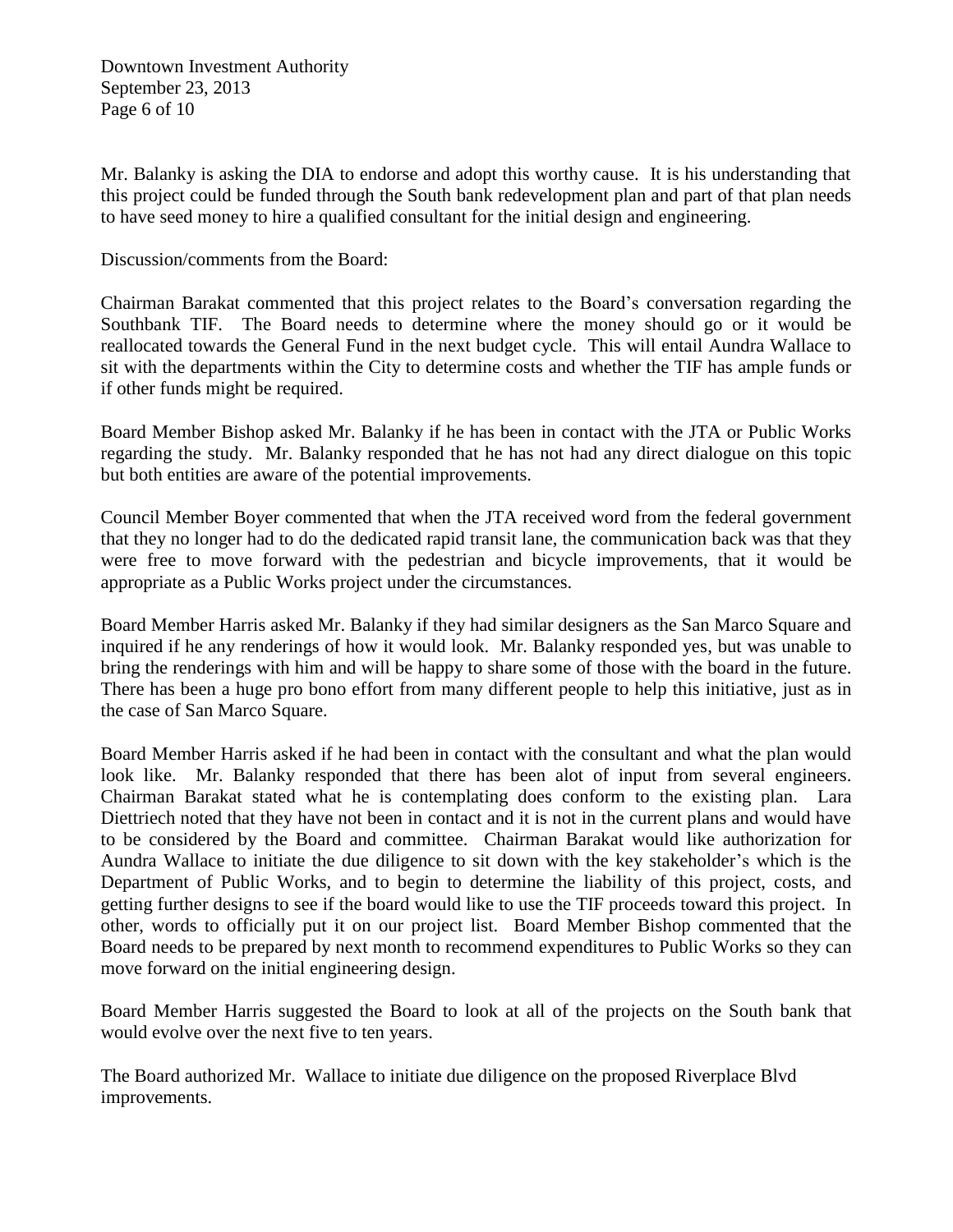Mr. Balanky is asking the DIA to endorse and adopt this worthy cause. It is his understanding that this project could be funded through the South bank redevelopment plan and part of that plan needs to have seed money to hire a qualified consultant for the initial design and engineering.

Discussion/comments from the Board:

Chairman Barakat commented that this project relates to the Board's conversation regarding the Southbank TIF. The Board needs to determine where the money should go or it would be reallocated towards the General Fund in the next budget cycle. This will entail Aundra Wallace to sit with the departments within the City to determine costs and whether the TIF has ample funds or if other funds might be required.

Board Member Bishop asked Mr. Balanky if he has been in contact with the JTA or Public Works regarding the study. Mr. Balanky responded that he has not had any direct dialogue on this topic but both entities are aware of the potential improvements.

Council Member Boyer commented that when the JTA received word from the federal government that they no longer had to do the dedicated rapid transit lane, the communication back was that they were free to move forward with the pedestrian and bicycle improvements, that it would be appropriate as a Public Works project under the circumstances.

Board Member Harris asked Mr. Balanky if they had similar designers as the San Marco Square and inquired if he any renderings of how it would look. Mr. Balanky responded yes, but was unable to bring the renderings with him and will be happy to share some of those with the board in the future. There has been a huge pro bono effort from many different people to help this initiative, just as in the case of San Marco Square.

Board Member Harris asked if he had been in contact with the consultant and what the plan would look like. Mr. Balanky responded that there has been alot of input from several engineers. Chairman Barakat stated what he is contemplating does conform to the existing plan. Lara Diettriech noted that they have not been in contact and it is not in the current plans and would have to be considered by the Board and committee. Chairman Barakat would like authorization for Aundra Wallace to initiate the due diligence to sit down with the key stakeholder's which is the Department of Public Works, and to begin to determine the liability of this project, costs, and getting further designs to see if the board would like to use the TIF proceeds toward this project. In other, words to officially put it on our project list. Board Member Bishop commented that the Board needs to be prepared by next month to recommend expenditures to Public Works so they can move forward on the initial engineering design.

Board Member Harris suggested the Board to look at all of the projects on the South bank that would evolve over the next five to ten years.

The Board authorized Mr. Wallace to initiate due diligence on the proposed Riverplace Blvd improvements.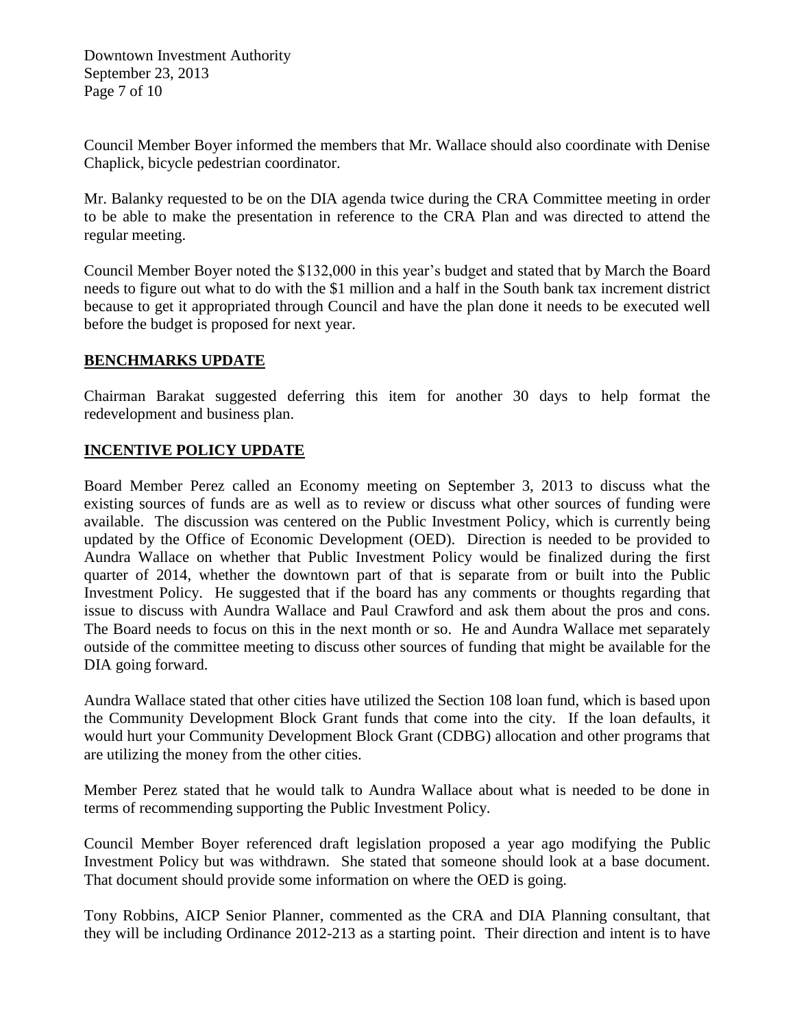Council Member Boyer informed the members that Mr. Wallace should also coordinate with Denise Chaplick, bicycle pedestrian coordinator.

Mr. Balanky requested to be on the DIA agenda twice during the CRA Committee meeting in order to be able to make the presentation in reference to the CRA Plan and was directed to attend the regular meeting.

Council Member Boyer noted the $132,000 in this year's budget and stated that by March the Board needs to figure out what to do with the $1 million and a half in the South bank tax increment district because to get it appropriated through Council and have the plan done it needs to be executed well before the budget is proposed for next year.

## BENCHMARKS UPDATE

Chairman Barakat suggested deferring this item for another 30 days to help format the redevelopment and business plan.

## INCENTIVE POLICY UPDATE

Board Member Perez called an Economy meeting on September 3, 2013 to discuss what the existing sources of funds are as well as to review or discuss what other sources of funding were available. The discussion was centered on the Public Investment Policy, which is currently being updated by the Office of Economic Development (OED). Direction is needed to be provided to Aundra Wallace on whether that Public Investment Policy would be finalized during the first quarter of 2014, whether the downtown part of that is separate from or built into the Public Investment Policy. He suggested that if the board has any comments or thoughts regarding that issue to discuss with Aundra Wallace and Paul Crawford and ask them about the pros and cons. The Board needs to focus on this in the next month or so. He and Aundra Wallace met separately outside of the committee meeting to discuss other sources of funding that might be available for the DIA going forward.

Aundra Wallace stated that other cities have utilized the Section 108 loan fund, which is based upon the Community Development Block Grant funds that come into the city. If the loan defaults, it would hurt your Community Development Block Grant (CDBG) allocation and other programs that are utilizing the money from the other cities.

Member Perez stated that he would talk to Aundra Wallace about what is needed to be done in terms of recommending supporting the Public Investment Policy.

Council Member Boyer referenced draft legislation proposed a year ago modifying the Public Investment Policy but was withdrawn. She stated that someone should look at a base document. That document should provide some information on where the OED is going.

Tony Robbins, AICP Senior Planner, commented as the CRA and DIA Planning consultant, that they will be including Ordinance 2012-213 as a starting point. Their direction and intent is to have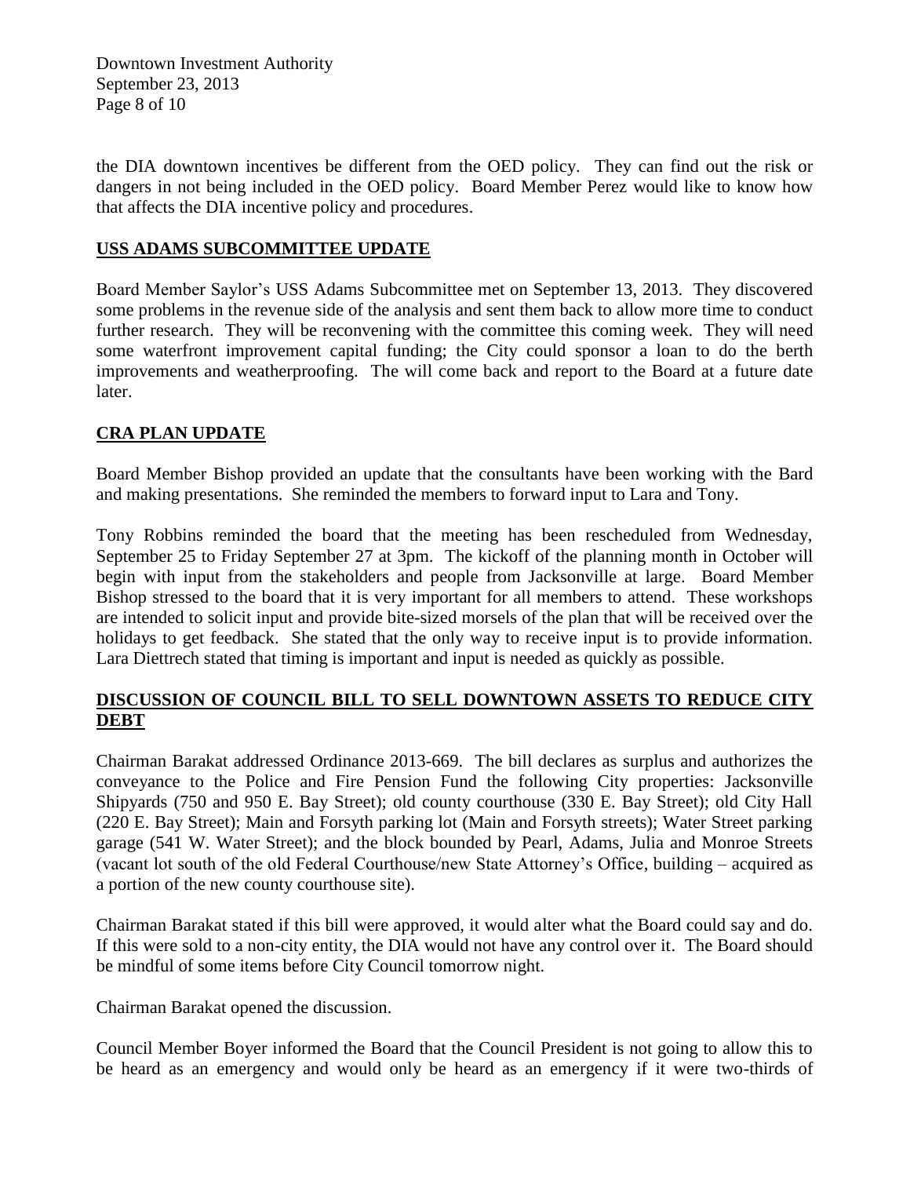the DIA downtown incentives be different from the OED policy. They can find out the risk or dangers in not being included in the OED policy. Board Member Perez would like to know how that affects the DIA incentive policy and procedures.

## USS ADAMS SUBCOMMITTEE UPDATE

Board Member Saylor's USS Adams Subcommittee met on September 13, 2013. They discovered some problems in the revenue side of the analysis and sent them back to allow more time to conduct further research. They will be reconvening with the committee this coming week. They will need some waterfront improvement capital funding; the City could sponsor a loan to do the berth improvements and weatherproofing. The will come back and report to the Board at a future date later.

## CRA PLAN UPDATE

Board Member Bishop provided an update that the consultants have been working with the Bard and making presentations. She reminded the members to forward input to Lara and Tony.

Tony Robbins reminded the board that the meeting has been rescheduled from Wednesday, September 25 to Friday September 27 at 3pm. The kickoff of the planning month in October will begin with input from the stakeholders and people from Jacksonville at large. Board Member Bishop stressed to the board that it is very important for all members to attend. These workshops are intended to solicit input and provide bite-sized morsels of the plan that will be received over the holidays to get feedback. She stated that the only way to receive input is to provide information. Lara Diettrech stated that timing is important and input is needed as quickly as possible.

## DISCUSSION OF COUNCIL BILL TO SELL DOWNTOWN ASSETS TO REDUCE CITY DEBT

Chairman Barakat addressed Ordinance 2013-669. The bill declares as surplus and authorizes the conveyance to the Police and Fire Pension Fund the following City properties: Jacksonville Shipyards (750 and 950 E. Bay Street); old county courthouse (330 E. Bay Street); old City Hall (220 E. Bay Street); Main and Forsyth parking lot (Main and Forsyth streets); Water Street parking garage (541 W. Water Street); and the block bounded by Pearl, Adams, Julia and Monroe Streets (vacant lot south of the old Federal Courthouse/new State Attorney's Office, building – acquired as a portion of the new county courthouse site).

Chairman Barakat stated if this bill were approved, it would alter what the Board could say and do. If this were sold to a non-city entity, the DIA would not have any control over it. The Board should be mindful of some items before City Council tomorrow night.

Chairman Barakat opened the discussion.

Council Member Boyer informed the Board that the Council President is not going to allow this to be heard as an emergency and would only be heard as an emergency if it were two-thirds of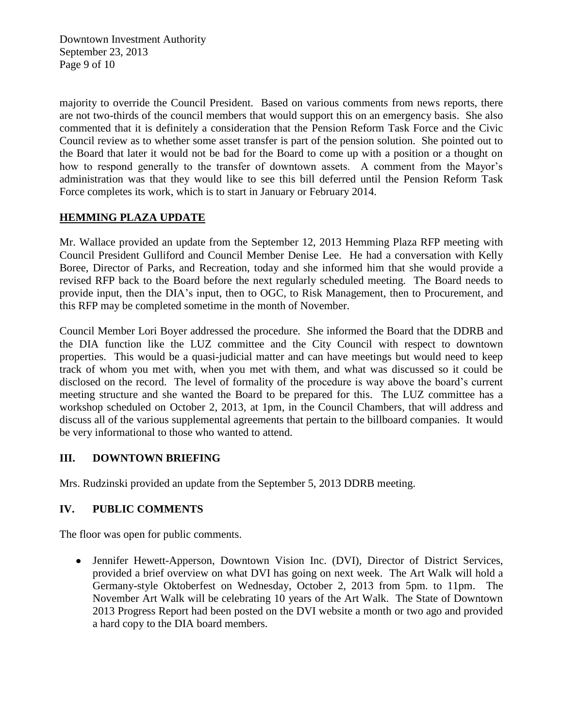majority to override the Council President. Based on various comments from news reports, there are not two-thirds of the council members that would support this on an emergency basis. She also commented that it is definitely a consideration that the Pension Reform Task Force and the Civic Council review as to whether some asset transfer is part of the pension solution. She pointed out to the Board that later it would not be bad for the Board to come up with a position or a thought on how to respond generally to the transfer of downtown assets. A comment from the Mayor's administration was that they would like to see this bill deferred until the Pension Reform Task Force completes its work, which is to start in January or February 2014.

## HEMMING PLAZA UPDATE

Mr. Wallace provided an update from the September 12, 2013 Hemming Plaza RFP meeting with Council President Gulliford and Council Member Denise Lee. He had a conversation with Kelly Boree, Director of Parks, and Recreation, today and she informed him that she would provide a revised RFP back to the Board before the next regularly scheduled meeting. The Board needs to provide input, then the DIA's input, then to OGC, to Risk Management, then to Procurement, and this RFP may be completed sometime in the month of November.

Council Member Lori Boyer addressed the procedure. She informed the Board that the DDRB and the DIA function like the LUZ committee and the City Council with respect to downtown properties. This would be a quasi-judicial matter and can have meetings but would need to keep track of whom you met with, when you met with them, and what was discussed so it could be disclosed on the record. The level of formality of the procedure is way above the board's current meeting structure and she wanted the Board to be prepared for this. The LUZ committee has a workshop scheduled on October 2, 2013, at 1pm, in the Council Chambers, that will address and discuss all of the various supplemental agreements that pertain to the billboard companies. It would be very informational to those who wanted to attend.

## III. DOWNTOWN BRIEFING

Mrs. Rudzinski provided an update from the September 5, 2013 DDRB meeting.

## IV. PUBLIC COMMENTS

The floor was open for public comments.

- Jennifer Hewett-Apperson, Downtown Vision Inc. (DVI), Director of District Services, provided a brief overview on what DVI has going on next week. The Art Walk will hold a Germany-style Oktoberfest on Wednesday, October 2, 2013 from 5pm. to 11pm. The November Art Walk will be celebrating 10 years of the Art Walk. The State of Downtown 2013 Progress Report had been posted on the DVI website a month or two ago and provided a hard copy to the DIA board members.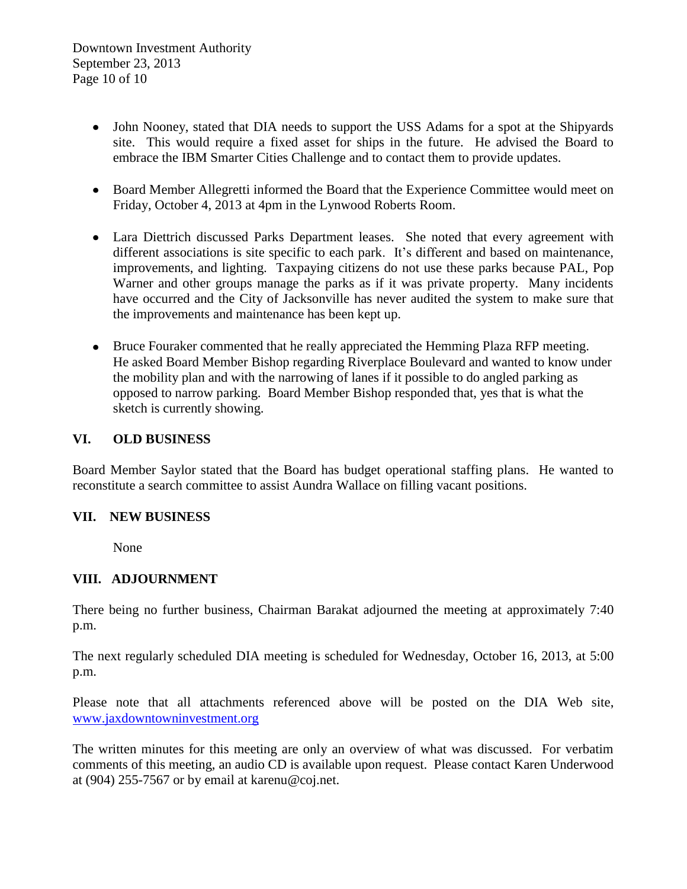- John Nooney, stated that DIA needs to support the USS Adams for a spot at the Shipyards site. This would require a fixed asset for ships in the future. He advised the Board to embrace the IBM Smarter Cities Challenge and to contact them to provide updates.

- Board Member Allegretti informed the Board that the Experience Committee would meet on Friday, October 4, 2013 at 4pm in the Lynwood Roberts Room.

- Lara Diettrich discussed Parks Department leases. She noted that every agreement with different associations is site specific to each park. It's different and based on maintenance, improvements, and lighting. Taxpaying citizens do not use these parks because PAL, Pop Warner and other groups manage the parks as if it was private property. Many incidents have occurred and the City of Jacksonville has never audited the system to make sure that the improvements and maintenance has been kept up.

- Bruce Fouraker commented that he really appreciated the Hemming Plaza RFP meeting. He asked Board Member Bishop regarding Riverplace Boulevard and wanted to know under the mobility plan and with the narrowing of lanes if it possible to do angled parking as opposed to narrow parking. Board Member Bishop responded that, yes that is what the sketch is currently showing.

## VI. OLD BUSINESS

Board Member Saylor stated that the Board has budget operational staffing plans. He wanted to reconstitute a search committee to assist Aundra Wallace on filling vacant positions.

## VII. NEW BUSINESS

None

## VIII. ADJOURNMENT

There being no further business, Chairman Barakat adjourned the meeting at approximately 7:40 p.m.

The next regularly scheduled DIA meeting is scheduled for Wednesday, October 16, 2013, at 5:00 p.m.

Please note that all attachments referenced above will be posted on the DIA Web site, www.jaxdowntowninvestment.org

The written minutes for this meeting are only an overview of what was discussed. For verbatim comments of this meeting, an audio CD is available upon request. Please contact Karen Underwood at (904) 255-7567 or by email at karenu@coj.net.